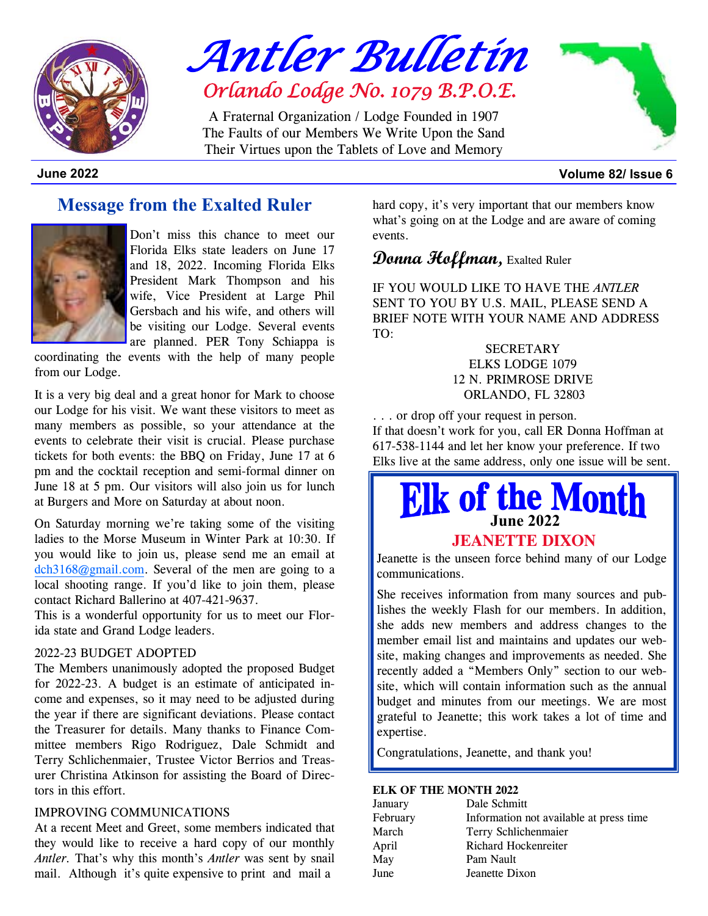# Antler Bulletin

## Orlando Lodge No. 1079 B.P.O.E.

A Fraternal Organization / Lodge Founded in 1907
The Faults of our Members We Write Upon the Sand
Their Virtues upon the Tablets of Love and Memory

**June 2022** **Volume 82/ Issue 6**

## Message from the Exalted Ruler

Don't miss this chance to meet our Florida Elks state leaders on June 17 and 18, 2022. Incoming Florida Elks President Mark Thompson and his wife, Vice President at Large Phil Gersbach and his wife, and others will be visiting our Lodge. Several events are planned. PER Tony Schiappa is coordinating the events with the help of many people from our Lodge.

It is a very big deal and a great honor for Mark to choose our Lodge for his visit. We want these visitors to meet as many members as possible, so your attendance at the events to celebrate their visit is crucial. Please purchase tickets for both events: the BBQ on Friday, June 17 at 6 pm and the cocktail reception and semi-formal dinner on June 18 at 5 pm. Our visitors will also join us for lunch at Burgers and More on Saturday at about noon.

On Saturday morning we're taking some of the visiting ladies to the Morse Museum in Winter Park at 10:30. If you would like to join us, please send me an email at dch3168@gmail.com. Several of the men are going to a local shooting range. If you'd like to join them, please contact Richard Ballerino at 407-421-9637.

This is a wonderful opportunity for us to meet our Florida state and Grand Lodge leaders.

2022-23 BUDGET ADOPTED

The Members unanimously adopted the proposed Budget for 2022-23. A budget is an estimate of anticipated income and expenses, so it may need to be adjusted during the year if there are significant deviations. Please contact the Treasurer for details. Many thanks to Finance Committee members Rigo Rodriguez, Dale Schmidt and Terry Schlichenmaier, Trustee Victor Berrios and Treasurer Christina Atkinson for assisting the Board of Directors in this effort.

IMPROVING COMMUNICATIONS

At a recent Meet and Greet, some members indicated that they would like to receive a hard copy of our monthly *Antler*. That's why this month's *Antler* was sent by snail mail. Although it's quite expensive to print and mail a hard copy, it's very important that our members know what's going on at the Lodge and are aware of coming events.

**Donna Hoffman,** Exalted Ruler

IF YOU WOULD LIKE TO HAVE THE *ANTLER* SENT TO YOU BY U.S. MAIL, PLEASE SEND A BRIEF NOTE WITH YOUR NAME AND ADDRESS TO:

SECRETARY
ELKS LODGE 1079
12 N. PRIMROSE DRIVE
ORLANDO, FL 32803

. . . or drop off your request in person.

If that doesn't work for you, call ER Donna Hoffman at 617-538-1144 and let her know your preference. If two Elks live at the same address, only one issue will be sent.

## Elk of the Month

**June 2022**

### JEANETTE DIXON

Jeanette is the unseen force behind many of our Lodge communications.

She receives information from many sources and publishes the weekly Flash for our members. In addition, she adds new members and address changes to the member email list and maintains and updates our website, making changes and improvements as needed. She recently added a "Members Only" section to our website, which will contain information such as the annual budget and minutes from our meetings. We are most grateful to Jeanette; this work takes a lot of time and expertise.

Congratulations, Jeanette, and thank you!

**ELK OF THE MONTH 2022**

| | |
|---|---|
| January | Dale Schmitt |
| February | Information not available at press time |
| March | Terry Schlichenmaier |
| April | Richard Hockenreiter |
| May | Pam Nault |
| June | Jeanette Dixon |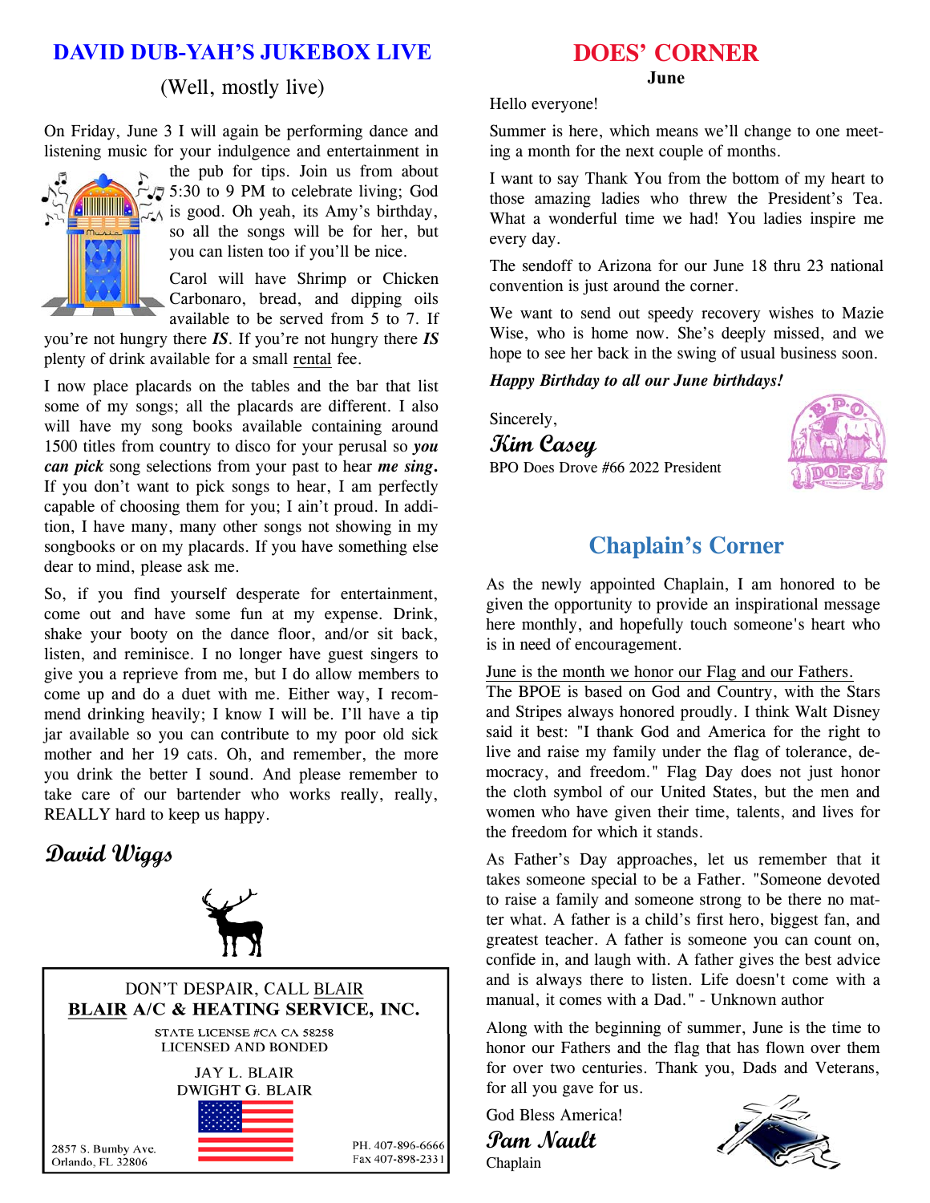## DAVID DUB-YAH'S JUKEBOX LIVE

(Well, mostly live)

On Friday, June 3 I will again be performing dance and listening music for your indulgence and entertainment in the pub for tips. Join us from about 5:30 to 9 PM to celebrate living; God is good. Oh yeah, its Amy's birthday, so all the songs will be for her, but you can listen too if you'll be nice.

Carol will have Shrimp or Chicken Carbonaro, bread, and dipping oils available to be served from 5 to 7. If you're not hungry there ***IS***. If you're not hungry there ***IS*** plenty of drink available for a small rental fee.

I now place placards on the tables and the bar that list some of my songs; all the placards are different. I also will have my song books available containing around 1500 titles from country to disco for your perusal so ***you can pick*** song selections from your past to hear ***me sing.*** If you don't want to pick songs to hear, I am perfectly capable of choosing them for you; I ain't proud. In addition, I have many, many other songs not showing in my songbooks or on my placards. If you have something else dear to mind, please ask me.

So, if you find yourself desperate for entertainment, come out and have some fun at my expense. Drink, shake your booty on the dance floor, and/or sit back, listen, and reminisce. I no longer have guest singers to give you a reprieve from me, but I do allow members to come up and do a duet with me. Either way, I recommend drinking heavily; I know I will be. I'll have a tip jar available so you can contribute to my poor old sick mother and her 19 cats. Oh, and remember, the more you drink the better I sound. And please remember to take care of our bartender who works really, really, REALLY hard to keep us happy.

*David Wiggs*

DON'T DESPAIR, CALL BLAIR

**BLAIR A/C & HEATING SERVICE, INC.**

STATE LICENSE #CA CA 58258
LICENSED AND BONDED

JAY L. BLAIR
DWIGHT G. BLAIR

2857 S. Bumby Ave.
Orlando, FL 32806

PH. 407-896-6666
Fax 407-898-2331

## DOES' CORNER

**June**

Hello everyone!

Summer is here, which means we'll change to one meeting a month for the next couple of months.

I want to say Thank You from the bottom of my heart to those amazing ladies who threw the President's Tea. What a wonderful time we had! You ladies inspire me every day.

The sendoff to Arizona for our June 18 thru 23 national convention is just around the corner.

We want to send out speedy recovery wishes to Mazie Wise, who is home now. She's deeply missed, and we hope to see her back in the swing of usual business soon.

***Happy Birthday to all our June birthdays!***

Sincerely,

*Kim Casey*

BPO Does Drove #66 2022 President

## Chaplain's Corner

As the newly appointed Chaplain, I am honored to be given the opportunity to provide an inspirational message here monthly, and hopefully touch someone's heart who is in need of encouragement.

June is the month we honor our Flag and our Fathers.
The BPOE is based on God and Country, with the Stars and Stripes always honored proudly. I think Walt Disney said it best: "I thank God and America for the right to live and raise my family under the flag of tolerance, democracy, and freedom." Flag Day does not just honor the cloth symbol of our United States, but the men and women who have given their time, talents, and lives for the freedom for which it stands.

As Father's Day approaches, let us remember that it takes someone special to be a Father. "Someone devoted to raise a family and someone strong to be there no matter what. A father is a child's first hero, biggest fan, and greatest teacher. A father is someone you can count on, confide in, and laugh with. A father gives the best advice and is always there to listen. Life doesn't come with a manual, it comes with a Dad." - Unknown author

Along with the beginning of summer, June is the time to honor our Fathers and the flag that has flown over them for over two centuries. Thank you, Dads and Veterans, for all you gave for us.

God Bless America!

*Pam Nault*

Chaplain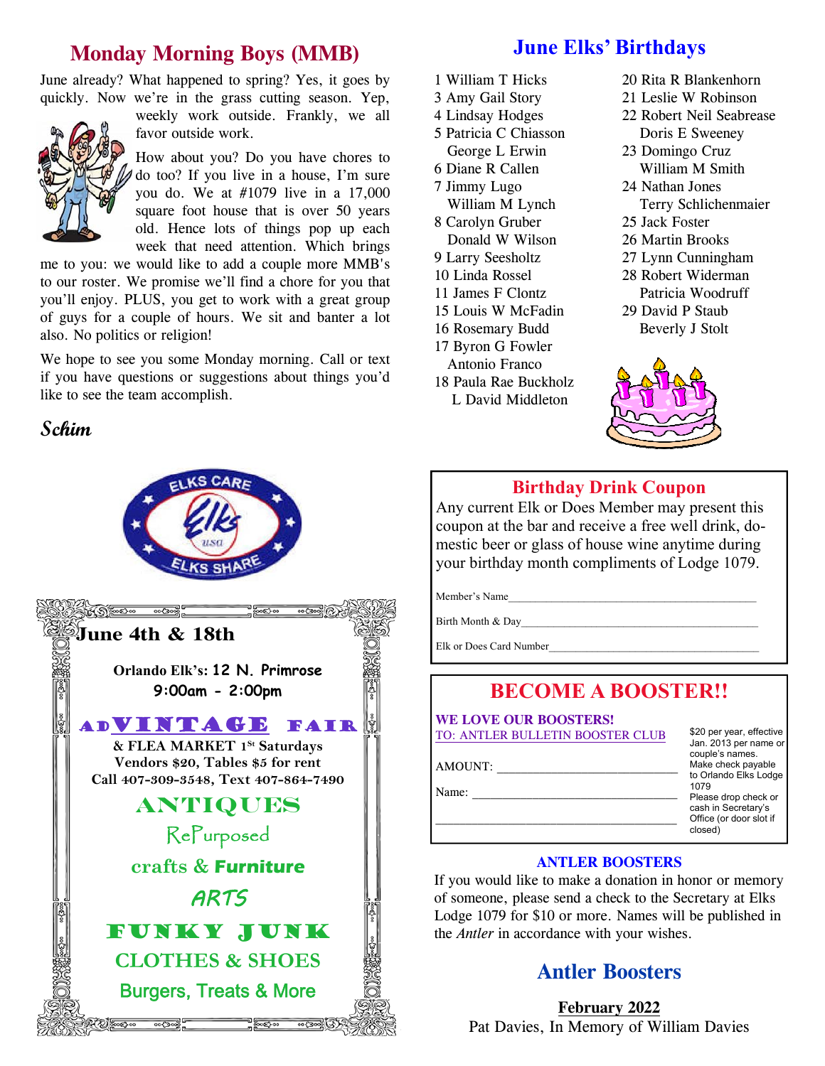## Monday Morning Boys (MMB)

June already? What happened to spring? Yes, it goes by quickly. Now we're in the grass cutting season. Yep, weekly work outside. Frankly, we all favor outside work.

How about you? Do you have chores to do too? If you live in a house, I'm sure you do. We at #1079 live in a 17,000 square foot house that is over 50 years old. Hence lots of things pop up each week that need attention. Which brings me to you: we would like to add a couple more MMB's to our roster. We promise we'll find a chore for you that you'll enjoy. PLUS, you get to work with a great group of guys for a couple of hours. We sit and banter a lot also. No politics or religion!

We hope to see you some Monday morning. Call or text if you have questions or suggestions about things you'd like to see the team accomplish.

*Schim*

ELKS CARE ELKS SHARE

**June 4th & 18th**

**Orlando Elk's: 12 N. Primrose**
**9:00am - 2:00pm**

**ADVINTAGE FAIR**
**& FLEA MARKET 1st Saturdays**
**Vendors $20, Tables $5 for rent**
**Call 407-309-3548, Text 407-864-7490**

**ANTIQUES**
RePurposed
crafts & **Furniture**
*ARTS*
**FUNKY JUNK**
CLOTHES & SHOES
Burgers, Treats & More

## June Elks' Birthdays

1 William T Hicks
3 Amy Gail Story
4 Lindsay Hodges
5 Patricia C Chiasson
George L Erwin
6 Diane R Callen
7 Jimmy Lugo
William M Lynch
8 Carolyn Gruber
Donald W Wilson
9 Larry Seesholtz
10 Linda Rossel
11 James F Clontz
15 Louis W McFadin
16 Rosemary Budd
17 Byron G Fowler
Antonio Franco
18 Paula Rae Buckholz
L David Middleton
20 Rita R Blankenhorn
21 Leslie W Robinson
22 Robert Neil Seabrease
Doris E Sweeney
23 Domingo Cruz
William M Smith
24 Nathan Jones
Terry Schlichenmaier
25 Jack Foster
26 Martin Brooks
27 Lynn Cunningham
28 Robert Widerman
Patricia Woodruff
29 David P Staub
Beverly J Stolt

### Birthday Drink Coupon

Any current Elk or Does Member may present this coupon at the bar and receive a free well drink, domestic beer or glass of house wine anytime during your birthday month compliments of Lodge 1079.

Member's Name_______________________________________

Birth Month & Day_____________________________________

Elk or Does Card Number_______________________________

## BECOME A BOOSTER!!

**WE LOVE OUR BOOSTERS!**
TO: ANTLER BULLETIN BOOSTER CLUB

AMOUNT: ____________________________

Name: ______________________________

____________________________________

$20 per year, effective Jan. 2013 per name or couple's names. Make check payable to Orlando Elks Lodge 1079
Please drop check or cash in Secretary's Office (or door slot if closed)

### ANTLER BOOSTERS

If you would like to make a donation in honor or memory of someone, please send a check to the Secretary at Elks Lodge 1079 for $10 or more. Names will be published in the *Antler* in accordance with your wishes.

## Antler Boosters

**February 2022**
Pat Davies, In Memory of William Davies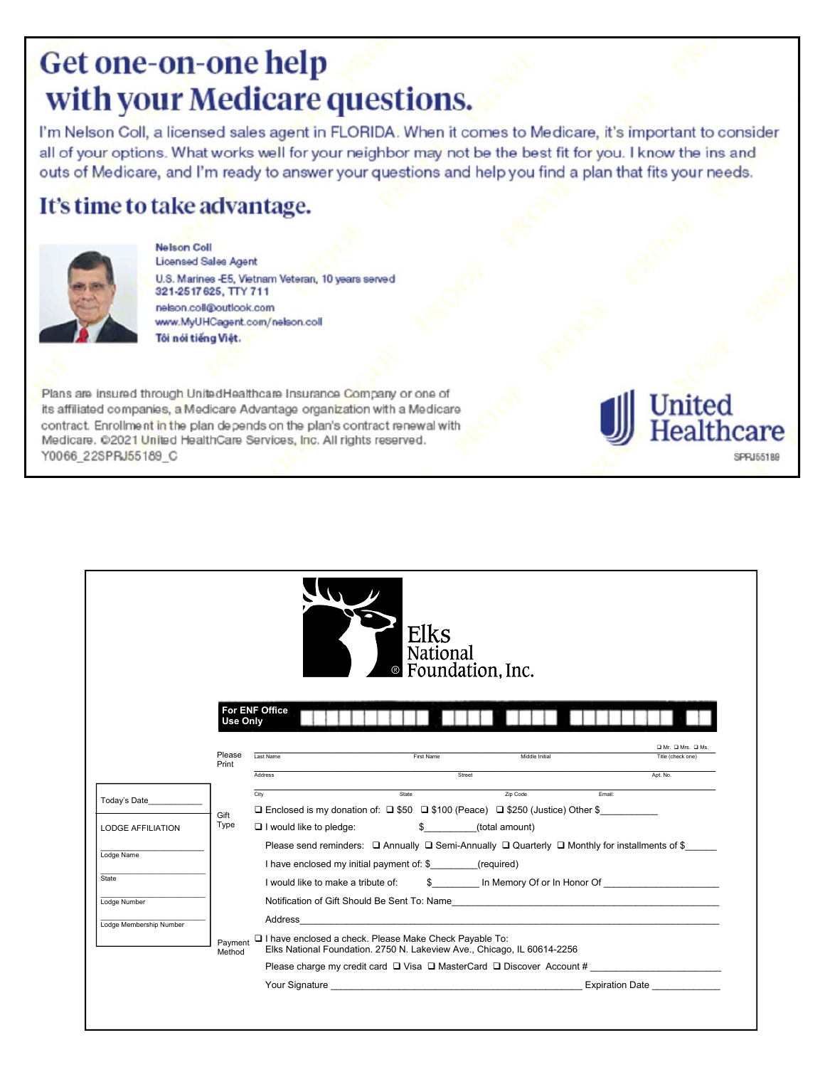# Get one-on-one help with your Medicare questions.

I'm Nelson Coll, a licensed sales agent in FLORIDA. When it comes to Medicare, it's important to consider all of your options. What works well for your neighbor may not be the best fit for you. I know the ins and outs of Medicare, and I'm ready to answer your questions and help you find a plan that fits your needs.

## It's time to take advantage.

**Nelson Coll**
Licensed Sales Agent
U.S. Marines -E5, Vietnam Veteran, 10 years served
**321-2517625, TTY 711**
nelson.coll@outlook.com
www.MyUHCagent.com/nelson.coll
**Tôi nói tiếng Việt.**

Plans are insured through UnitedHealthcare Insurance Company or one of its affiliated companies, a Medicare Advantage organization with a Medicare contract. Enrollment in the plan depends on the plan's contract renewal with Medicare. ©2021 United HealthCare Services, Inc. All rights reserved.
Y0066_22SPRJ55189_C

United Healthcare

SPRJ55189

---

Elks National Foundation, Inc.

**For ENF Office Use Only**

Today's Date____________

LODGE AFFILIATION

____________________
Lodge Name

____________________
State

____________________
Lodge Number

____________________
Lodge Membership Number

Please Print

Last Name ____ First Name ____ Middle Initial ____ Title (check one) ❑ Mr. ❑ Mrs. ❑ Ms.

Address ____ Street ____ Apt. No. ____

City ____ State ____ Zip Code ____ Email: ____

Gift Type

❑ Enclosed is my donation of: ❑ $50 ❑ $100 (Peace) ❑ $250 (Justice) Other $___________

❑ I would like to pledge: $__________(total amount)

Please send reminders: ❑ Annually ❑ Semi-Annually ❑ Quarterly ❑ Monthly for installments of $______

I have enclosed my initial payment of: $_________(required)

I would like to make a tribute of: $_________ In Memory Of or In Honor Of ______________________

Notification of Gift Should Be Sent To: Name_______________________________________________

Address______________________________________________________________________

Payment Method

❑ I have enclosed a check. Please Make Check Payable To:
Elks National Foundation. 2750 N. Lakeview Ave., Chicago, IL 60614-2256

Please charge my credit card ❑ Visa ❑ MasterCard ❑ Discover Account # ________________________

Your Signature _______________________________________________ Expiration Date ____________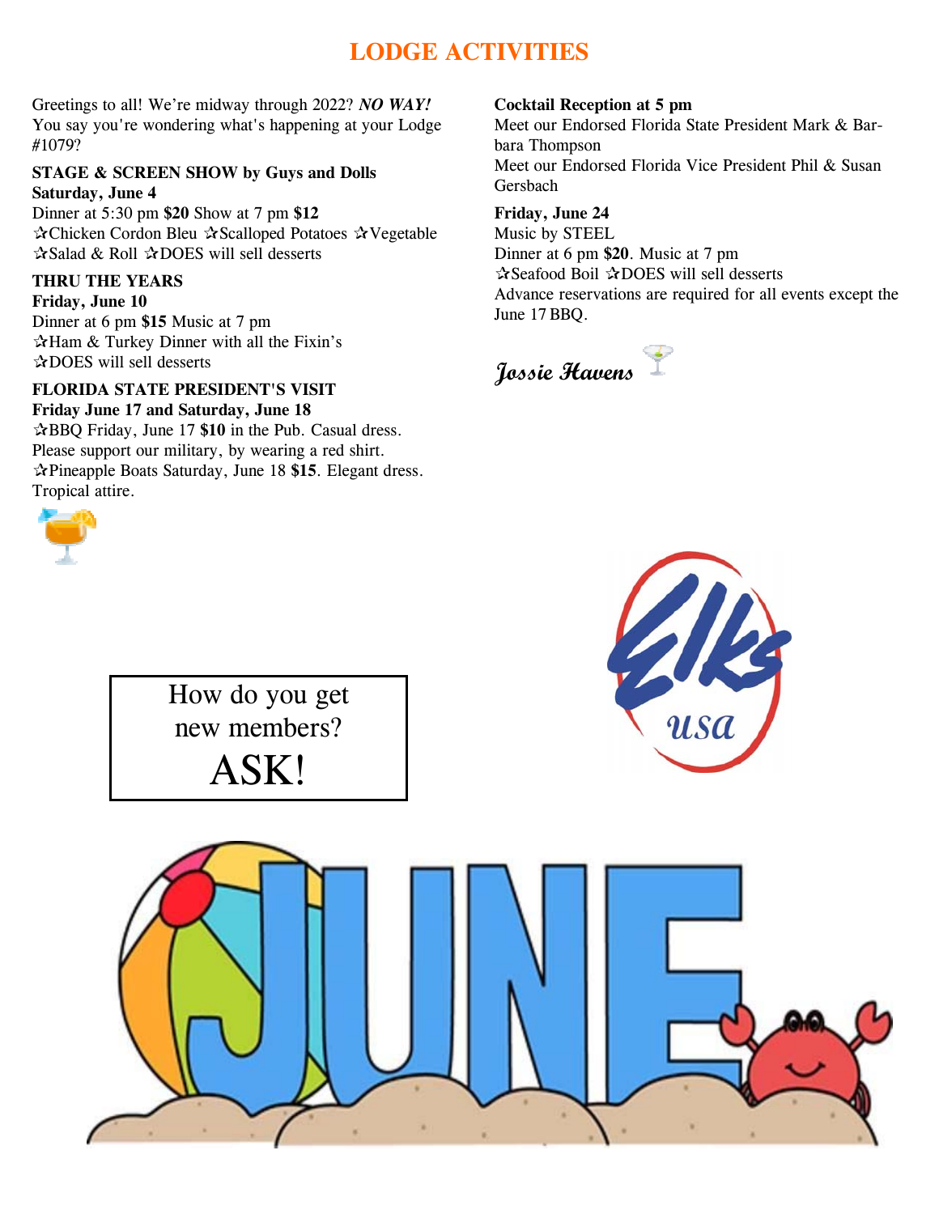# LODGE ACTIVITIES

Greetings to all! We're midway through 2022? ***NO WAY!*** You say you're wondering what's happening at your Lodge #1079?

**STAGE & SCREEN SHOW by Guys and Dolls**
**Saturday, June 4**
Dinner at 5:30 pm **$20** Show at 7 pm **$12**
✰Chicken Cordon Bleu ✰Scalloped Potatoes ✰Vegetable ✰Salad & Roll ✰DOES will sell desserts

**THRU THE YEARS**
**Friday, June 10**
Dinner at 6 pm **$15** Music at 7 pm
✰Ham & Turkey Dinner with all the Fixin's
✰DOES will sell desserts

**FLORIDA STATE PRESIDENT'S VISIT**
**Friday June 17 and Saturday, June 18**
✰BBQ Friday, June 17 **$10** in the Pub. Casual dress. Please support our military, by wearing a red shirt.
✰Pineapple Boats Saturday, June 18 **$15**. Elegant dress. Tropical attire.

**Cocktail Reception at 5 pm**
Meet our Endorsed Florida State President Mark & Barbara Thompson
Meet our Endorsed Florida Vice President Phil & Susan Gersbach

**Friday, June 24**
Music by STEEL
Dinner at 6 pm **$20**. Music at 7 pm
✰Seafood Boil ✰DOES will sell desserts
Advance reservations are required for all events except the June 17 BBQ.

*Jossie Havens*

How do you get new members?
ASK!

Elks USA

JUNE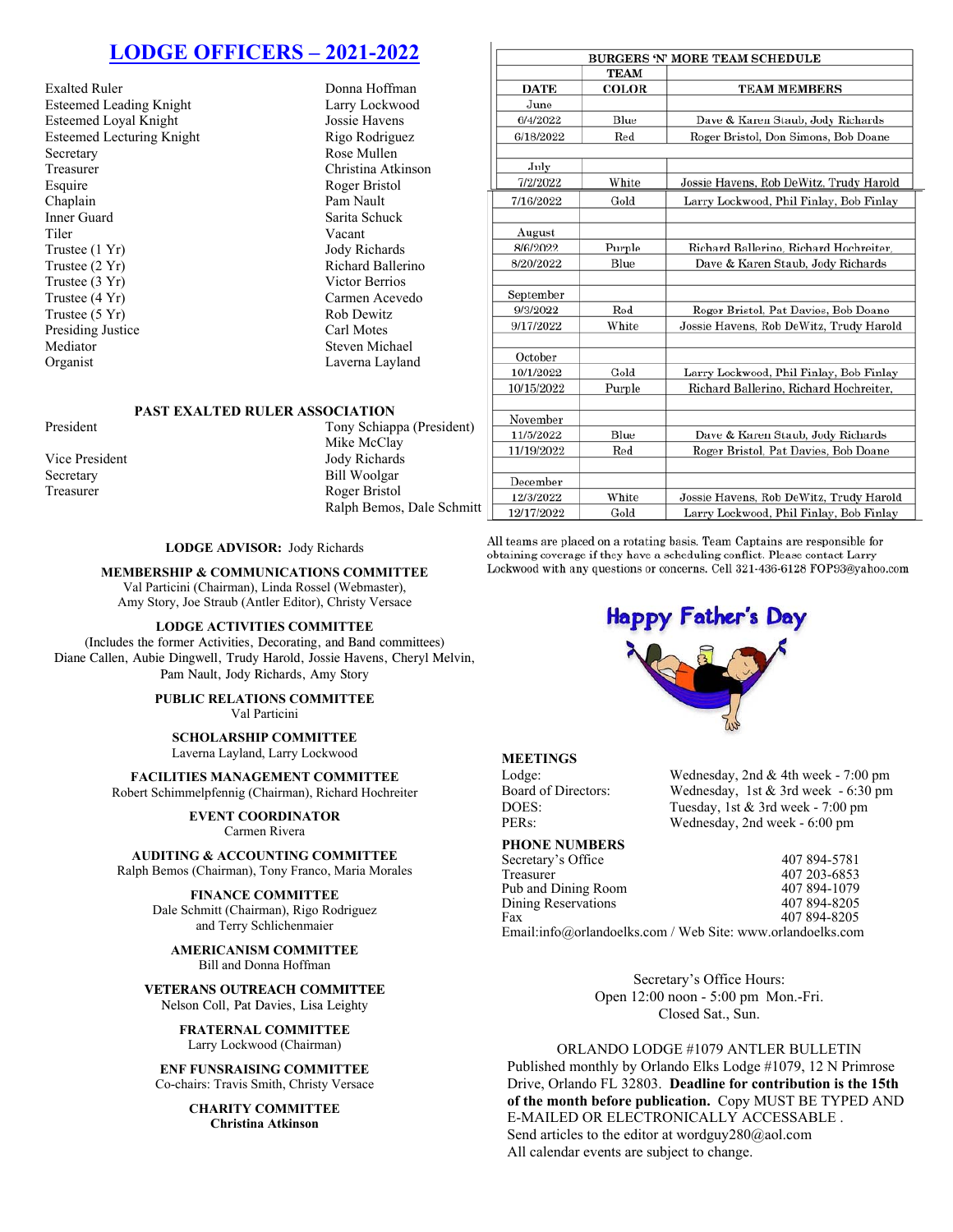## LODGE OFFICERS – 2021-2022

| | |
|---|---|
| Exalted Ruler | Donna Hoffman |
| Esteemed Leading Knight | Larry Lockwood |
| Esteemed Loyal Knight | Jossie Havens |
| Esteemed Lecturing Knight | Rigo Rodriguez |
| Secretary | Rose Mullen |
| Treasurer | Christina Atkinson |
| Esquire | Roger Bristol |
| Chaplain | Pam Nault |
| Inner Guard | Sarita Schuck |
| Tiler | Vacant |
| Trustee (1 Yr) | Jody Richards |
| Trustee (2 Yr) | Richard Ballerino |
| Trustee (3 Yr) | Victor Berrios |
| Trustee (4 Yr) | Carmen Acevedo |
| Trustee (5 Yr) | Rob Dewitz |
| Presiding Justice | Carl Motes |
| Mediator | Steven Michael |
| Organist | Laverna Layland |

### PAST EXALTED RULER ASSOCIATION

| | |
|---|---|
| President | Tony Schiappa (President) |
| | Mike McClay |
| Vice President | Jody Richards |
| Secretary | Bill Woolgar |
| Treasurer | Roger Bristol |
| | Ralph Bemos, Dale Schmitt |

**LODGE ADVISOR:** Jody Richards

**MEMBERSHIP & COMMUNICATIONS COMMITTEE**
Val Particini (Chairman), Linda Rossel (Webmaster), Amy Story, Joe Straub (Antler Editor), Christy Versace

**LODGE ACTIVITIES COMMITTEE**
(Includes the former Activities, Decorating, and Band committees)
Diane Callen, Aubie Dingwell, Trudy Harold, Jossie Havens, Cheryl Melvin, Pam Nault, Jody Richards, Amy Story

**PUBLIC RELATIONS COMMITTEE**
Val Particini

**SCHOLARSHIP COMMITTEE**
Laverna Layland, Larry Lockwood

**FACILITIES MANAGEMENT COMMITTEE**
Robert Schimmelpfennig (Chairman), Richard Hochreiter

**EVENT COORDINATOR**
Carmen Rivera

**AUDITING & ACCOUNTING COMMITTEE**
Ralph Bemos (Chairman), Tony Franco, Maria Morales

**FINANCE COMMITTEE**
Dale Schmitt (Chairman), Rigo Rodriguez and Terry Schlichenmaier

**AMERICANISM COMMITTEE**
Bill and Donna Hoffman

**VETERANS OUTREACH COMMITTEE**
Nelson Coll, Pat Davies, Lisa Leighty

**FRATERNAL COMMITTEE**
Larry Lockwood (Chairman)

**ENF FUNSRAISING COMMITTEE**
Co-chairs: Travis Smith, Christy Versace

**CHARITY COMMITTEE**
**Christina Atkinson**

### BURGERS 'N' MORE TEAM SCHEDULE

| DATE | TEAM COLOR | TEAM MEMBERS |
|---|---|---|
| June | | |
| 6/4/2022 | Blue | Dave & Karen Staub, Jody Richards |
| 6/18/2022 | Red | Roger Bristol, Don Simons, Bob Doane |
| | | |
| July | | |
| 7/2/2022 | White | Jossie Havens, Rob DeWitz, Trudy Harold |
| 7/16/2022 | Gold | Larry Lockwood, Phil Finlay, Bob Finlay |
| | | |
| August | | |
| 8/6/2022 | Purple | Richard Ballerino, Richard Hochreiter, |
| 8/20/2022 | Blue | Dave & Karen Staub, Jody Richards |
| | | |
| September | | |
| 9/3/2022 | Red | Roger Bristol, Pat Davies, Bob Doane |
| 9/17/2022 | White | Jossie Havens, Rob DeWitz, Trudy Harold |
| | | |
| October | | |
| 10/1/2022 | Gold | Larry Lockwood, Phil Finlay, Bob Finlay |
| 10/15/2022 | Purple | Richard Ballerino, Richard Hochreiter, |
| | | |
| November | | |
| 11/5/2022 | Blue | Dave & Karen Staub, Jody Richards |
| 11/19/2022 | Red | Roger Bristol, Pat Davies, Bob Doane |
| | | |
| December | | |
| 12/3/2022 | White | Jossie Havens, Rob DeWitz, Trudy Harold |
| 12/17/2022 | Gold | Larry Lockwood, Phil Finlay, Bob Finlay |

All teams are placed on a rotating basis. Team Captains are responsible for obtaining coverage if they have a scheduling conflict. Please contact Larry Lockwood with any questions or concerns. Cell 321-436-6128 FOP93@yahoo.com

Happy Father's Day

### MEETINGS

| | |
|---|---|
| Lodge: | Wednesday, 2nd & 4th week - 7:00 pm |
| Board of Directors: | Wednesday, 1st & 3rd week - 6:30 pm |
| DOES: | Tuesday, 1st & 3rd week - 7:00 pm |
| PERs: | Wednesday, 2nd week - 6:00 pm |

### PHONE NUMBERS

| | |
|---|---|
| Secretary's Office | 407 894-5781 |
| Treasurer | 407 203-6853 |
| Pub and Dining Room | 407 894-1079 |
| Dining Reservations | 407 894-8205 |
| Fax | 407 894-8205 |

Email:info@orlandoelks.com / Web Site: www.orlandoelks.com

Secretary's Office Hours:
Open 12:00 noon - 5:00 pm Mon.-Fri.
Closed Sat., Sun.

ORLANDO LODGE #1079 ANTLER BULLETIN
Published monthly by Orlando Elks Lodge #1079, 12 N Primrose Drive, Orlando FL 32803. **Deadline for contribution is the 15th of the month before publication.** Copy MUST BE TYPED AND E-MAILED OR ELECTRONICALLY ACCESSABLE .
Send articles to the editor at wordguy280@aol.com
All calendar events are subject to change.